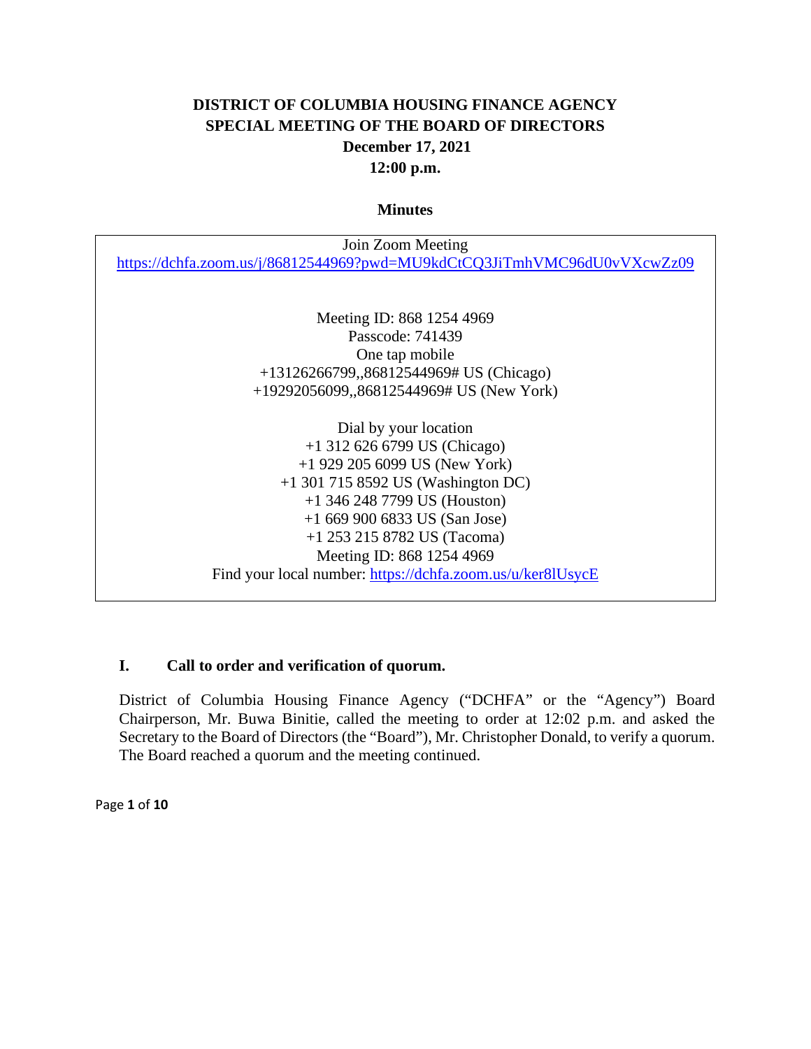# DISTRICT OF COLUMBIA HOUSING FINANCE AGENCY
## SPECIAL MEETING OF THE BOARD OF DIRECTORS
### December 17, 2021
### 12:00 p.m.

**Minutes**

Join Zoom Meeting
https://dchfa.zoom.us/j/86812544969?pwd=MU9kdCtCQ3JiTmhVMC96dU0vVXcwZz09

Meeting ID: 868 1254 4969
Passcode: 741439
One tap mobile
+13126266799,,86812544969# US (Chicago)
+19292056099,,86812544969# US (New York)

Dial by your location
+1 312 626 6799 US (Chicago)
+1 929 205 6099 US (New York)
+1 301 715 8592 US (Washington DC)
+1 346 248 7799 US (Houston)
+1 669 900 6833 US (San Jose)
+1 253 215 8782 US (Tacoma)
Meeting ID: 868 1254 4969
Find your local number: https://dchfa.zoom.us/u/ker8lUsycE

## I. Call to order and verification of quorum.

District of Columbia Housing Finance Agency ("DCHFA" or the "Agency") Board Chairperson, Mr. Buwa Binitie, called the meeting to order at 12:02 p.m. and asked the Secretary to the Board of Directors (the "Board"), Mr. Christopher Donald, to verify a quorum. The Board reached a quorum and the meeting continued.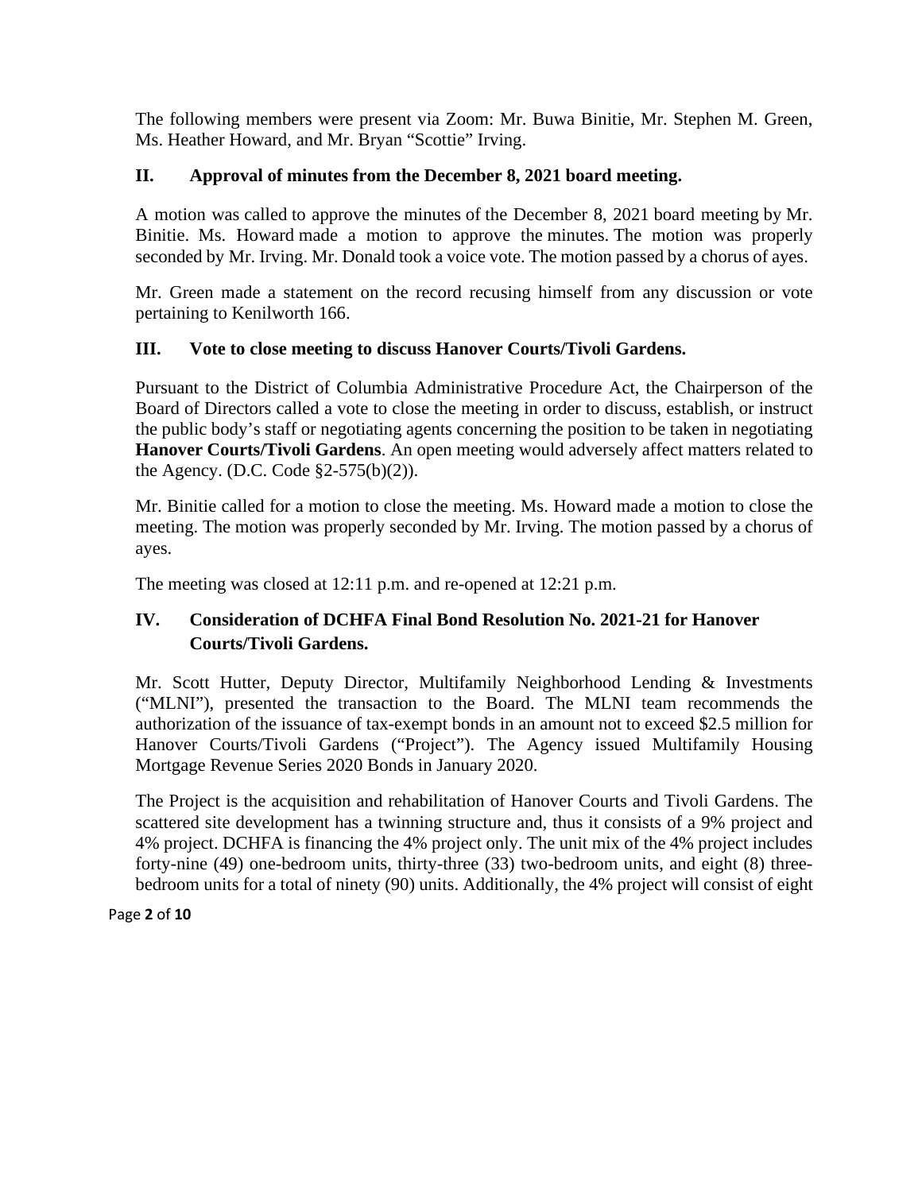The following members were present via Zoom: Mr. Buwa Binitie, Mr. Stephen M. Green, Ms. Heather Howard, and Mr. Bryan "Scottie" Irving.

## II. Approval of minutes from the December 8, 2021 board meeting.

A motion was called to approve the minutes of the December 8, 2021 board meeting by Mr. Binitie. Ms. Howard made a motion to approve the minutes. The motion was properly seconded by Mr. Irving. Mr. Donald took a voice vote. The motion passed by a chorus of ayes.

Mr. Green made a statement on the record recusing himself from any discussion or vote pertaining to Kenilworth 166.

## III. Vote to close meeting to discuss Hanover Courts/Tivoli Gardens.

Pursuant to the District of Columbia Administrative Procedure Act, the Chairperson of the Board of Directors called a vote to close the meeting in order to discuss, establish, or instruct the public body's staff or negotiating agents concerning the position to be taken in negotiating **Hanover Courts/Tivoli Gardens**. An open meeting would adversely affect matters related to the Agency. (D.C. Code §2-575(b)(2)).

Mr. Binitie called for a motion to close the meeting. Ms. Howard made a motion to close the meeting. The motion was properly seconded by Mr. Irving. The motion passed by a chorus of ayes.

The meeting was closed at 12:11 p.m. and re-opened at 12:21 p.m.

## IV. Consideration of DCHFA Final Bond Resolution No. 2021-21 for Hanover Courts/Tivoli Gardens.

Mr. Scott Hutter, Deputy Director, Multifamily Neighborhood Lending & Investments ("MLNI"), presented the transaction to the Board. The MLNI team recommends the authorization of the issuance of tax-exempt bonds in an amount not to exceed $2.5 million for Hanover Courts/Tivoli Gardens ("Project"). The Agency issued Multifamily Housing Mortgage Revenue Series 2020 Bonds in January 2020.

The Project is the acquisition and rehabilitation of Hanover Courts and Tivoli Gardens. The scattered site development has a twinning structure and, thus it consists of a 9% project and 4% project. DCHFA is financing the 4% project only. The unit mix of the 4% project includes forty-nine (49) one-bedroom units, thirty-three (33) two-bedroom units, and eight (8) three-bedroom units for a total of ninety (90) units. Additionally, the 4% project will consist of eight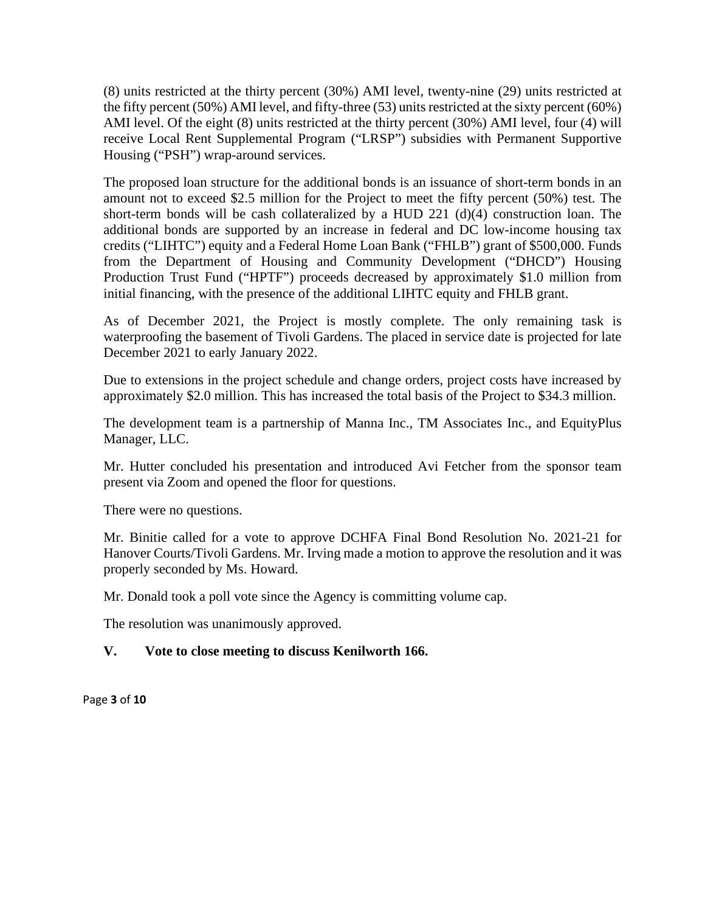(8) units restricted at the thirty percent (30%) AMI level, twenty-nine (29) units restricted at the fifty percent (50%) AMI level, and fifty-three (53) units restricted at the sixty percent (60%) AMI level. Of the eight (8) units restricted at the thirty percent (30%) AMI level, four (4) will receive Local Rent Supplemental Program ("LRSP") subsidies with Permanent Supportive Housing ("PSH") wrap-around services.

The proposed loan structure for the additional bonds is an issuance of short-term bonds in an amount not to exceed $2.5 million for the Project to meet the fifty percent (50%) test. The short-term bonds will be cash collateralized by a HUD 221 (d)(4) construction loan. The additional bonds are supported by an increase in federal and DC low-income housing tax credits ("LIHTC") equity and a Federal Home Loan Bank ("FHLB") grant of $500,000. Funds from the Department of Housing and Community Development ("DHCD") Housing Production Trust Fund ("HPTF") proceeds decreased by approximately $1.0 million from initial financing, with the presence of the additional LIHTC equity and FHLB grant.

As of December 2021, the Project is mostly complete. The only remaining task is waterproofing the basement of Tivoli Gardens. The placed in service date is projected for late December 2021 to early January 2022.

Due to extensions in the project schedule and change orders, project costs have increased by approximately $2.0 million. This has increased the total basis of the Project to $34.3 million.

The development team is a partnership of Manna Inc., TM Associates Inc., and EquityPlus Manager, LLC.

Mr. Hutter concluded his presentation and introduced Avi Fetcher from the sponsor team present via Zoom and opened the floor for questions.

There were no questions.

Mr. Binitie called for a vote to approve DCHFA Final Bond Resolution No. 2021-21 for Hanover Courts/Tivoli Gardens. Mr. Irving made a motion to approve the resolution and it was properly seconded by Ms. Howard.

Mr. Donald took a poll vote since the Agency is committing volume cap.

The resolution was unanimously approved.

## V. Vote to close meeting to discuss Kenilworth 166.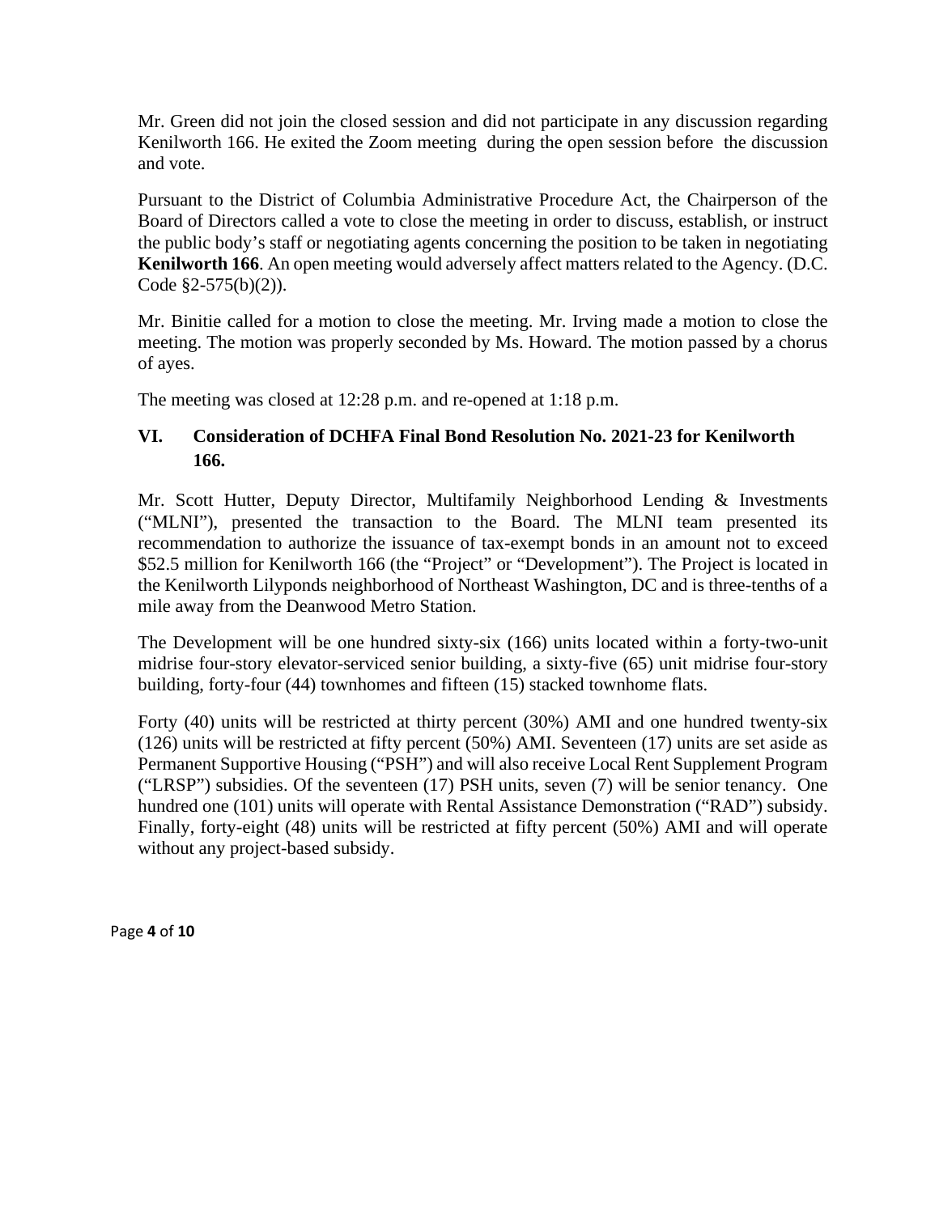Mr. Green did not join the closed session and did not participate in any discussion regarding Kenilworth 166. He exited the Zoom meeting during the open session before the discussion and vote.

Pursuant to the District of Columbia Administrative Procedure Act, the Chairperson of the Board of Directors called a vote to close the meeting in order to discuss, establish, or instruct the public body's staff or negotiating agents concerning the position to be taken in negotiating **Kenilworth 166**. An open meeting would adversely affect matters related to the Agency. (D.C. Code §2-575(b)(2)).

Mr. Binitie called for a motion to close the meeting. Mr. Irving made a motion to close the meeting. The motion was properly seconded by Ms. Howard. The motion passed by a chorus of ayes.

The meeting was closed at 12:28 p.m. and re-opened at 1:18 p.m.

## VI. Consideration of DCHFA Final Bond Resolution No. 2021-23 for Kenilworth 166.

Mr. Scott Hutter, Deputy Director, Multifamily Neighborhood Lending & Investments ("MLNI"), presented the transaction to the Board. The MLNI team presented its recommendation to authorize the issuance of tax-exempt bonds in an amount not to exceed \$52.5 million for Kenilworth 166 (the "Project" or "Development"). The Project is located in the Kenilworth Lilyponds neighborhood of Northeast Washington, DC and is three-tenths of a mile away from the Deanwood Metro Station.

The Development will be one hundred sixty-six (166) units located within a forty-two-unit midrise four-story elevator-serviced senior building, a sixty-five (65) unit midrise four-story building, forty-four (44) townhomes and fifteen (15) stacked townhome flats.

Forty (40) units will be restricted at thirty percent (30%) AMI and one hundred twenty-six (126) units will be restricted at fifty percent (50%) AMI. Seventeen (17) units are set aside as Permanent Supportive Housing ("PSH") and will also receive Local Rent Supplement Program ("LRSP") subsidies. Of the seventeen (17) PSH units, seven (7) will be senior tenancy. One hundred one (101) units will operate with Rental Assistance Demonstration ("RAD") subsidy. Finally, forty-eight (48) units will be restricted at fifty percent (50%) AMI and will operate without any project-based subsidy.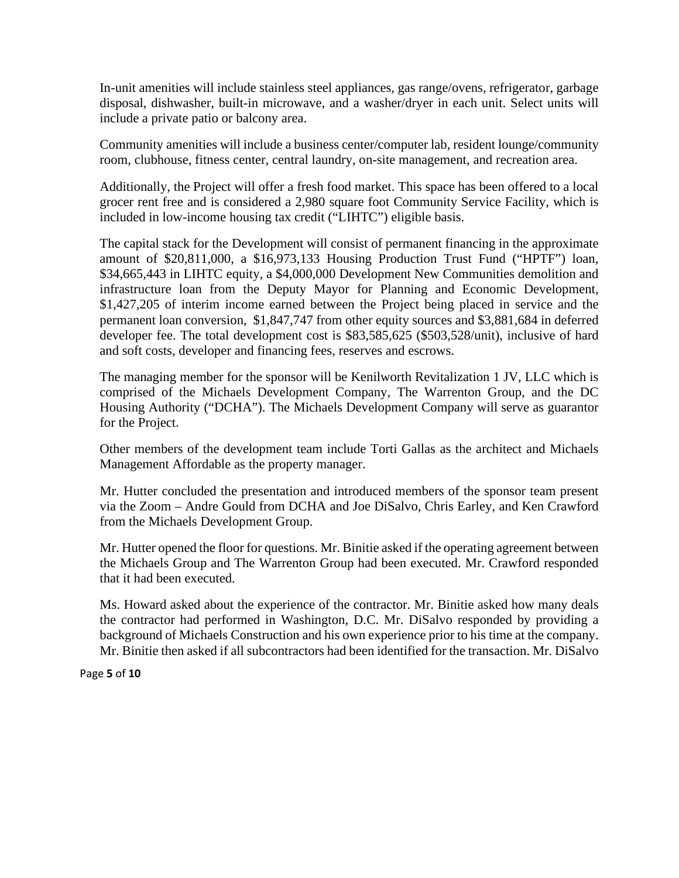In-unit amenities will include stainless steel appliances, gas range/ovens, refrigerator, garbage disposal, dishwasher, built-in microwave, and a washer/dryer in each unit. Select units will include a private patio or balcony area.

Community amenities will include a business center/computer lab, resident lounge/community room, clubhouse, fitness center, central laundry, on-site management, and recreation area.

Additionally, the Project will offer a fresh food market. This space has been offered to a local grocer rent free and is considered a 2,980 square foot Community Service Facility, which is included in low-income housing tax credit ("LIHTC") eligible basis.

The capital stack for the Development will consist of permanent financing in the approximate amount of $20,811,000, a $16,973,133 Housing Production Trust Fund ("HPTF") loan, $34,665,443 in LIHTC equity, a $4,000,000 Development New Communities demolition and infrastructure loan from the Deputy Mayor for Planning and Economic Development, $1,427,205 of interim income earned between the Project being placed in service and the permanent loan conversion, $1,847,747 from other equity sources and $3,881,684 in deferred developer fee. The total development cost is $83,585,625 ($503,528/unit), inclusive of hard and soft costs, developer and financing fees, reserves and escrows.

The managing member for the sponsor will be Kenilworth Revitalization 1 JV, LLC which is comprised of the Michaels Development Company, The Warrenton Group, and the DC Housing Authority ("DCHA"). The Michaels Development Company will serve as guarantor for the Project.

Other members of the development team include Torti Gallas as the architect and Michaels Management Affordable as the property manager.

Mr. Hutter concluded the presentation and introduced members of the sponsor team present via the Zoom – Andre Gould from DCHA and Joe DiSalvo, Chris Earley, and Ken Crawford from the Michaels Development Group.

Mr. Hutter opened the floor for questions. Mr. Binitie asked if the operating agreement between the Michaels Group and The Warrenton Group had been executed. Mr. Crawford responded that it had been executed.

Ms. Howard asked about the experience of the contractor. Mr. Binitie asked how many deals the contractor had performed in Washington, D.C. Mr. DiSalvo responded by providing a background of Michaels Construction and his own experience prior to his time at the company. Mr. Binitie then asked if all subcontractors had been identified for the transaction. Mr. DiSalvo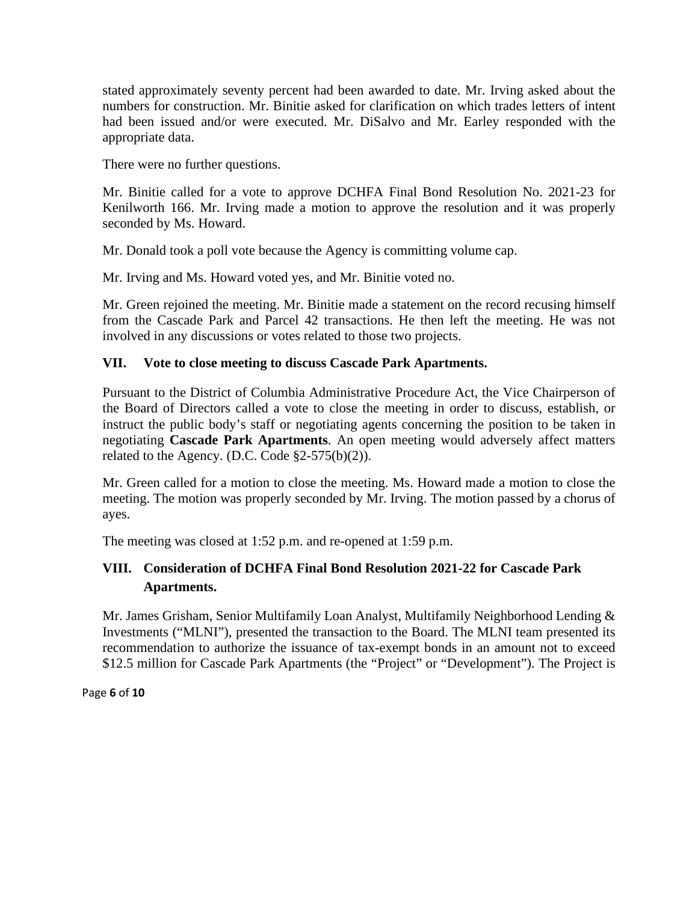stated approximately seventy percent had been awarded to date. Mr. Irving asked about the numbers for construction. Mr. Binitie asked for clarification on which trades letters of intent had been issued and/or were executed. Mr. DiSalvo and Mr. Earley responded with the appropriate data.

There were no further questions.

Mr. Binitie called for a vote to approve DCHFA Final Bond Resolution No. 2021-23 for Kenilworth 166. Mr. Irving made a motion to approve the resolution and it was properly seconded by Ms. Howard.

Mr. Donald took a poll vote because the Agency is committing volume cap.

Mr. Irving and Ms. Howard voted yes, and Mr. Binitie voted no.

Mr. Green rejoined the meeting. Mr. Binitie made a statement on the record recusing himself from the Cascade Park and Parcel 42 transactions. He then left the meeting. He was not involved in any discussions or votes related to those two projects.

## VII. Vote to close meeting to discuss Cascade Park Apartments.

Pursuant to the District of Columbia Administrative Procedure Act, the Vice Chairperson of the Board of Directors called a vote to close the meeting in order to discuss, establish, or instruct the public body's staff or negotiating agents concerning the position to be taken in negotiating **Cascade Park Apartments**. An open meeting would adversely affect matters related to the Agency. (D.C. Code §2-575(b)(2)).

Mr. Green called for a motion to close the meeting. Ms. Howard made a motion to close the meeting. The motion was properly seconded by Mr. Irving. The motion passed by a chorus of ayes.

The meeting was closed at 1:52 p.m. and re-opened at 1:59 p.m.

## VIII. Consideration of DCHFA Final Bond Resolution 2021-22 for Cascade Park Apartments.

Mr. James Grisham, Senior Multifamily Loan Analyst, Multifamily Neighborhood Lending & Investments ("MLNI"), presented the transaction to the Board. The MLNI team presented its recommendation to authorize the issuance of tax-exempt bonds in an amount not to exceed \$12.5 million for Cascade Park Apartments (the "Project" or "Development"). The Project is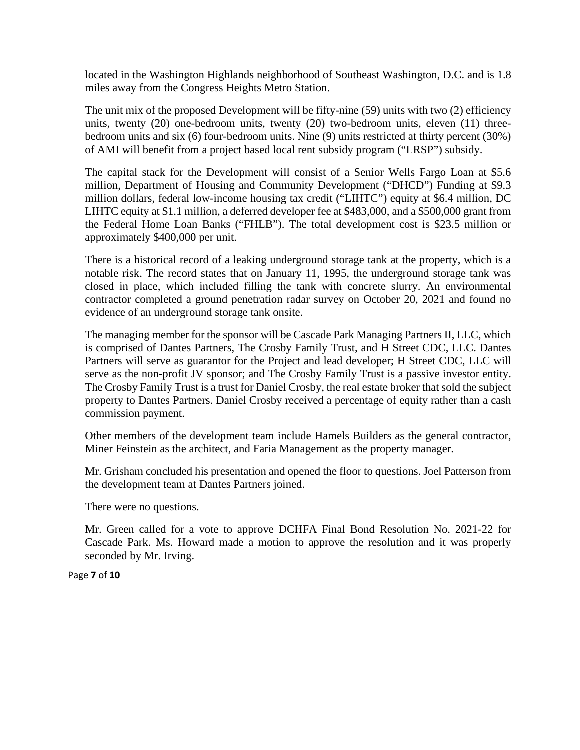located in the Washington Highlands neighborhood of Southeast Washington, D.C. and is 1.8 miles away from the Congress Heights Metro Station.

The unit mix of the proposed Development will be fifty-nine (59) units with two (2) efficiency units, twenty (20) one-bedroom units, twenty (20) two-bedroom units, eleven (11) three-bedroom units and six (6) four-bedroom units. Nine (9) units restricted at thirty percent (30%) of AMI will benefit from a project based local rent subsidy program ("LRSP") subsidy.

The capital stack for the Development will consist of a Senior Wells Fargo Loan at \$5.6 million, Department of Housing and Community Development ("DHCD") Funding at \$9.3 million dollars, federal low-income housing tax credit ("LIHTC") equity at \$6.4 million, DC LIHTC equity at \$1.1 million, a deferred developer fee at \$483,000, and a \$500,000 grant from the Federal Home Loan Banks ("FHLB"). The total development cost is \$23.5 million or approximately \$400,000 per unit.

There is a historical record of a leaking underground storage tank at the property, which is a notable risk. The record states that on January 11, 1995, the underground storage tank was closed in place, which included filling the tank with concrete slurry. An environmental contractor completed a ground penetration radar survey on October 20, 2021 and found no evidence of an underground storage tank onsite.

The managing member for the sponsor will be Cascade Park Managing Partners II, LLC, which is comprised of Dantes Partners, The Crosby Family Trust, and H Street CDC, LLC. Dantes Partners will serve as guarantor for the Project and lead developer; H Street CDC, LLC will serve as the non-profit JV sponsor; and The Crosby Family Trust is a passive investor entity. The Crosby Family Trust is a trust for Daniel Crosby, the real estate broker that sold the subject property to Dantes Partners. Daniel Crosby received a percentage of equity rather than a cash commission payment.

Other members of the development team include Hamels Builders as the general contractor, Miner Feinstein as the architect, and Faria Management as the property manager.

Mr. Grisham concluded his presentation and opened the floor to questions. Joel Patterson from the development team at Dantes Partners joined.

There were no questions.

Mr. Green called for a vote to approve DCHFA Final Bond Resolution No. 2021-22 for Cascade Park. Ms. Howard made a motion to approve the resolution and it was properly seconded by Mr. Irving.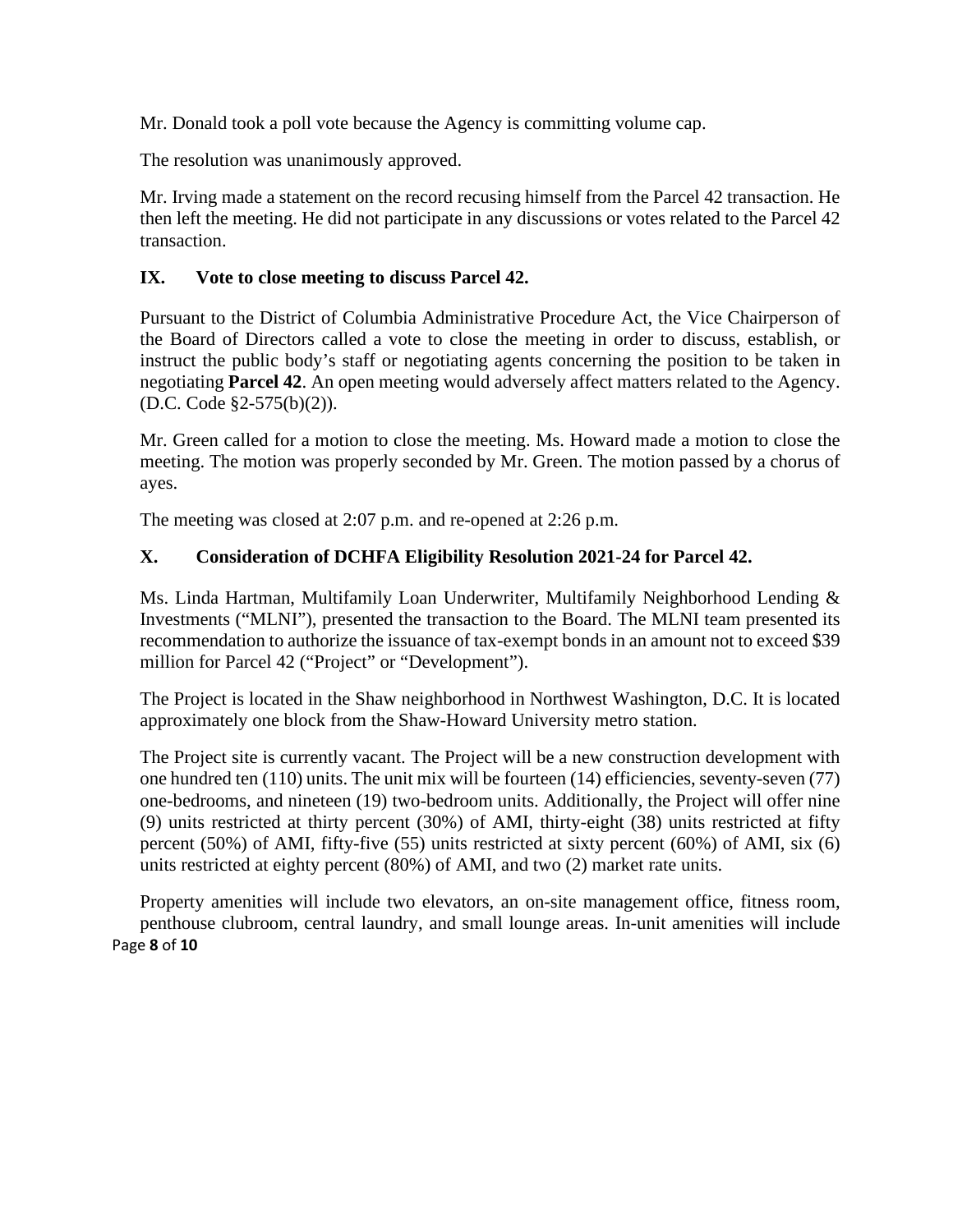Mr. Donald took a poll vote because the Agency is committing volume cap.

The resolution was unanimously approved.

Mr. Irving made a statement on the record recusing himself from the Parcel 42 transaction. He then left the meeting. He did not participate in any discussions or votes related to the Parcel 42 transaction.

## IX. Vote to close meeting to discuss Parcel 42.

Pursuant to the District of Columbia Administrative Procedure Act, the Vice Chairperson of the Board of Directors called a vote to close the meeting in order to discuss, establish, or instruct the public body's staff or negotiating agents concerning the position to be taken in negotiating **Parcel 42**. An open meeting would adversely affect matters related to the Agency. (D.C. Code §2-575(b)(2)).

Mr. Green called for a motion to close the meeting. Ms. Howard made a motion to close the meeting. The motion was properly seconded by Mr. Green. The motion passed by a chorus of ayes.

The meeting was closed at 2:07 p.m. and re-opened at 2:26 p.m.

## X. Consideration of DCHFA Eligibility Resolution 2021-24 for Parcel 42.

Ms. Linda Hartman, Multifamily Loan Underwriter, Multifamily Neighborhood Lending & Investments ("MLNI"), presented the transaction to the Board. The MLNI team presented its recommendation to authorize the issuance of tax-exempt bonds in an amount not to exceed $39 million for Parcel 42 ("Project" or "Development").

The Project is located in the Shaw neighborhood in Northwest Washington, D.C. It is located approximately one block from the Shaw-Howard University metro station.

The Project site is currently vacant. The Project will be a new construction development with one hundred ten (110) units. The unit mix will be fourteen (14) efficiencies, seventy-seven (77) one-bedrooms, and nineteen (19) two-bedroom units. Additionally, the Project will offer nine (9) units restricted at thirty percent (30%) of AMI, thirty-eight (38) units restricted at fifty percent (50%) of AMI, fifty-five (55) units restricted at sixty percent (60%) of AMI, six (6) units restricted at eighty percent (80%) of AMI, and two (2) market rate units.

Property amenities will include two elevators, an on-site management office, fitness room, penthouse clubroom, central laundry, and small lounge areas. In-unit amenities will include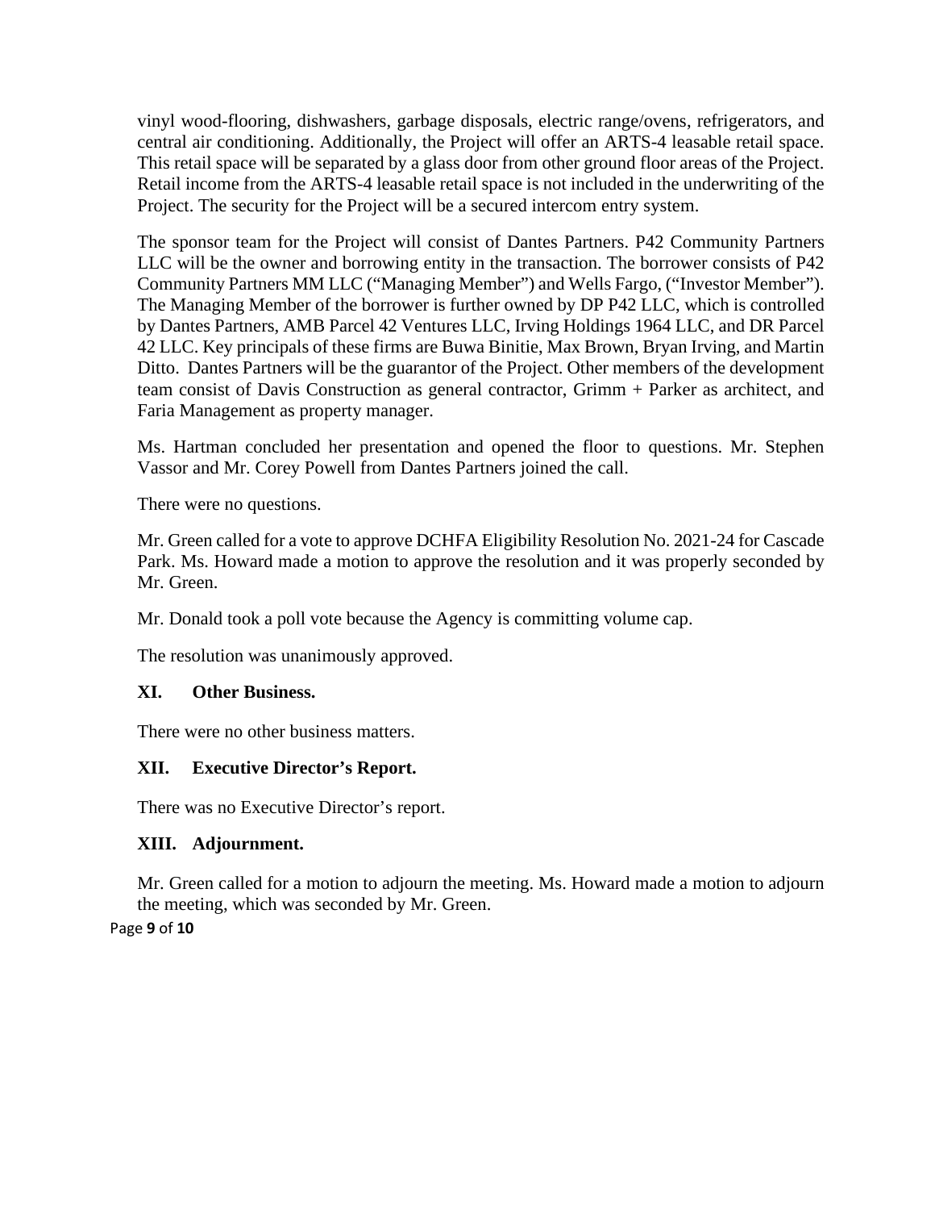vinyl wood-flooring, dishwashers, garbage disposals, electric range/ovens, refrigerators, and central air conditioning. Additionally, the Project will offer an ARTS-4 leasable retail space. This retail space will be separated by a glass door from other ground floor areas of the Project. Retail income from the ARTS-4 leasable retail space is not included in the underwriting of the Project. The security for the Project will be a secured intercom entry system.

The sponsor team for the Project will consist of Dantes Partners. P42 Community Partners LLC will be the owner and borrowing entity in the transaction. The borrower consists of P42 Community Partners MM LLC ("Managing Member") and Wells Fargo, ("Investor Member"). The Managing Member of the borrower is further owned by DP P42 LLC, which is controlled by Dantes Partners, AMB Parcel 42 Ventures LLC, Irving Holdings 1964 LLC, and DR Parcel 42 LLC. Key principals of these firms are Buwa Binitie, Max Brown, Bryan Irving, and Martin Ditto. Dantes Partners will be the guarantor of the Project. Other members of the development team consist of Davis Construction as general contractor, Grimm + Parker as architect, and Faria Management as property manager.

Ms. Hartman concluded her presentation and opened the floor to questions. Mr. Stephen Vassor and Mr. Corey Powell from Dantes Partners joined the call.

There were no questions.

Mr. Green called for a vote to approve DCHFA Eligibility Resolution No. 2021-24 for Cascade Park. Ms. Howard made a motion to approve the resolution and it was properly seconded by Mr. Green.

Mr. Donald took a poll vote because the Agency is committing volume cap.

The resolution was unanimously approved.

## XI. Other Business.

There were no other business matters.

## XII. Executive Director's Report.

There was no Executive Director's report.

## XIII. Adjournment.

Mr. Green called for a motion to adjourn the meeting. Ms. Howard made a motion to adjourn the meeting, which was seconded by Mr. Green.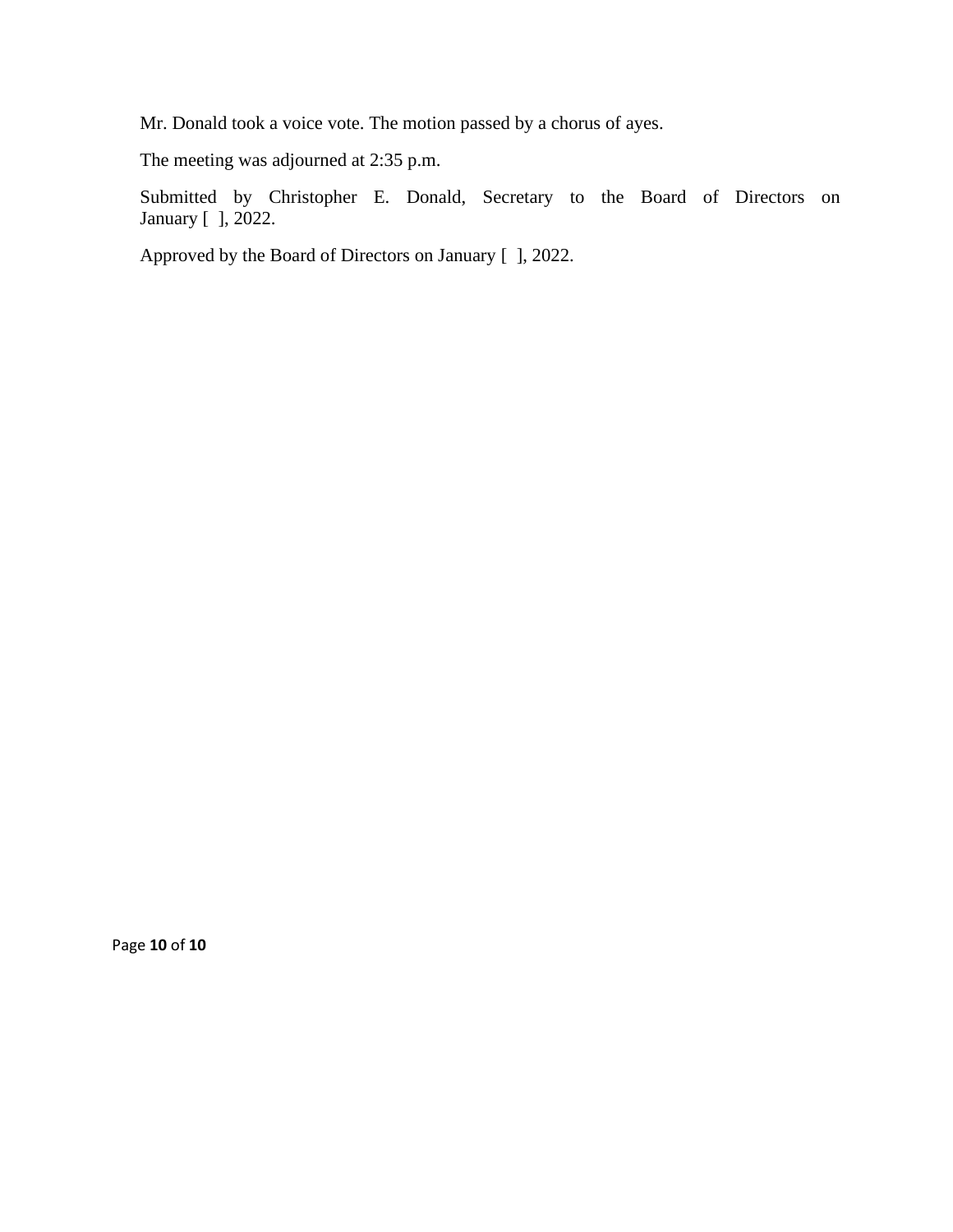Mr. Donald took a voice vote. The motion passed by a chorus of ayes.

The meeting was adjourned at 2:35 p.m.

Submitted by Christopher E. Donald, Secretary to the Board of Directors on January [ ], 2022.

Approved by the Board of Directors on January [ ], 2022.